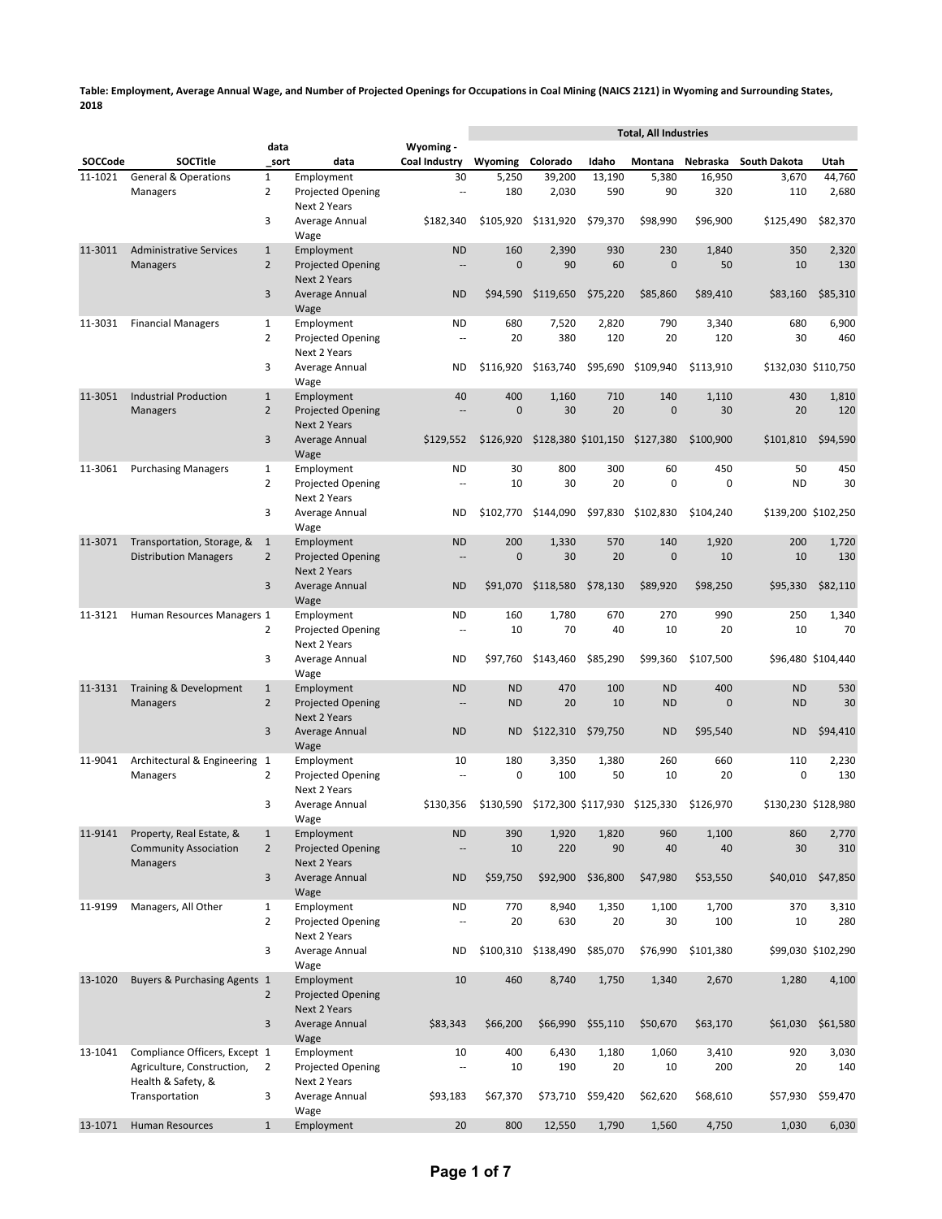**Table: Employment, Average Annual Wage, and Number of Projected Openings for Occupations in Coal Mining (NAICS 2121) in Wyoming and Surrounding States, 2018**

| | | | | | Total, All Industries | | | | | | |
|---|---|---|---|---|---|---|---|---|---|---|---|
| SOCCode | SOCTitle | data_sort | data | Wyoming - Coal Industry | Wyoming | Colorado | Idaho | Montana | Nebraska | South Dakota | Utah |
| 11-1021 | General & Operations Managers | 1 | Employment | 30 | 5,250 | 39,200 | 13,190 | 5,380 | 16,950 | 3,670 | 44,760 |
| | | 2 | Projected Opening Next 2 Years | -- | 180 | 2,030 | 590 | 90 | 320 | 110 | 2,680 |
| | | 3 | Average Annual Wage | $182,340 | $105,920 | $131,920 | $79,370 | $98,990 | $96,900 | $125,490 | $82,370 |
| 11-3011 | Administrative Services Managers | 1 | Employment | ND | 160 | 2,390 | 930 | 230 | 1,840 | 350 | 2,320 |
| | | 2 | Projected Opening Next 2 Years | -- | 0 | 90 | 60 | 0 | 50 | 10 | 130 |
| | | 3 | Average Annual Wage | ND | $94,590 | $119,650 | $75,220 | $85,860 | $89,410 | $83,160 | $85,310 |
| 11-3031 | Financial Managers | 1 | Employment | ND | 680 | 7,520 | 2,820 | 790 | 3,340 | 680 | 6,900 |
| | | 2 | Projected Opening Next 2 Years | -- | 20 | 380 | 120 | 20 | 120 | 30 | 460 |
| | | 3 | Average Annual Wage | ND | $116,920 | $163,740 | $95,690 | $109,940 | $113,910 | $132,030 | $110,750 |
| 11-3051 | Industrial Production Managers | 1 | Employment | 40 | 400 | 1,160 | 710 | 140 | 1,110 | 430 | 1,810 |
| | | 2 | Projected Opening Next 2 Years | -- | 0 | 30 | 20 | 0 | 30 | 20 | 120 |
| | | 3 | Average Annual Wage | $129,552 | $126,920 | $128,380 | $101,150 | $127,380 | $100,900 | $101,810 | $94,590 |
| 11-3061 | Purchasing Managers | 1 | Employment | ND | 30 | 800 | 300 | 60 | 450 | 50 | 450 |
| | | 2 | Projected Opening Next 2 Years | -- | 10 | 30 | 20 | 0 | 0 | ND | 30 |
| | | 3 | Average Annual Wage | ND | $102,770 | $144,090 | $97,830 | $102,830 | $104,240 | $139,200 | $102,250 |
| 11-3071 | Transportation, Storage, & Distribution Managers | 1 | Employment | ND | 200 | 1,330 | 570 | 140 | 1,920 | 200 | 1,720 |
| | | 2 | Projected Opening Next 2 Years | -- | 0 | 30 | 20 | 0 | 10 | 10 | 130 |
| | | 3 | Average Annual Wage | ND | $91,070 | $118,580 | $78,130 | $89,920 | $98,250 | $95,330 | $82,110 |
| 11-3121 | Human Resources Managers | 1 | Employment | ND | 160 | 1,780 | 670 | 270 | 990 | 250 | 1,340 |
| | | 2 | Projected Opening Next 2 Years | -- | 10 | 70 | 40 | 10 | 20 | 10 | 70 |
| | | 3 | Average Annual Wage | ND | $97,760 | $143,460 | $85,290 | $99,360 | $107,500 | $96,480 | $104,440 |
| 11-3131 | Training & Development Managers | 1 | Employment | ND | ND | 470 | 100 | ND | 400 | ND | 530 |
| | | 2 | Projected Opening Next 2 Years | -- | ND | 20 | 10 | ND | 0 | ND | 30 |
| | | 3 | Average Annual Wage | ND | ND | $122,310 | $79,750 | ND | $95,540 | ND | $94,410 |
| 11-9041 | Architectural & Engineering Managers | 1 | Employment | 10 | 180 | 3,350 | 1,380 | 260 | 660 | 110 | 2,230 |
| | | 2 | Projected Opening Next 2 Years | -- | 0 | 100 | 50 | 10 | 20 | 0 | 130 |
| | | 3 | Average Annual Wage | $130,356 | $130,590 | $172,300 | $117,930 | $125,330 | $126,970 | $130,230 | $128,980 |
| 11-9141 | Property, Real Estate, & Community Association Managers | 1 | Employment | ND | 390 | 1,920 | 1,820 | 960 | 1,100 | 860 | 2,770 |
| | | 2 | Projected Opening Next 2 Years | -- | 10 | 220 | 90 | 40 | 40 | 30 | 310 |
| | | 3 | Average Annual Wage | ND | $59,750 | $92,900 | $36,800 | $47,980 | $53,550 | $40,010 | $47,850 |
| 11-9199 | Managers, All Other | 1 | Employment | ND | 770 | 8,940 | 1,350 | 1,100 | 1,700 | 370 | 3,310 |
| | | 2 | Projected Opening Next 2 Years | -- | 20 | 630 | 20 | 30 | 100 | 10 | 280 |
| | | 3 | Average Annual Wage | ND | $100,310 | $138,490 | $85,070 | $76,990 | $101,380 | $99,030 | $102,290 |
| 13-1020 | Buyers & Purchasing Agents | 1 | Employment | 10 | 460 | 8,740 | 1,750 | 1,340 | 2,670 | 1,280 | 4,100 |
| | | 2 | Projected Opening Next 2 Years | | | | | | | | |
| | | 3 | Average Annual Wage | $83,343 | $66,200 | $66,990 | $55,110 | $50,670 | $63,170 | $61,030 | $61,580 |
| 13-1041 | Compliance Officers, Except Agriculture, Construction, Health & Safety, & Transportation | 1 | Employment | 10 | 400 | 6,430 | 1,180 | 1,060 | 3,410 | 920 | 3,030 |
| | | 2 | Projected Opening Next 2 Years | -- | 10 | 190 | 20 | 10 | 200 | 20 | 140 |
| | | 3 | Average Annual Wage | $93,183 | $67,370 | $73,710 | $59,420 | $62,620 | $68,610 | $57,930 | $59,470 |
| 13-1071 | Human Resources | 1 | Employment | 20 | 800 | 12,550 | 1,790 | 1,560 | 4,750 | 1,030 | 6,030 |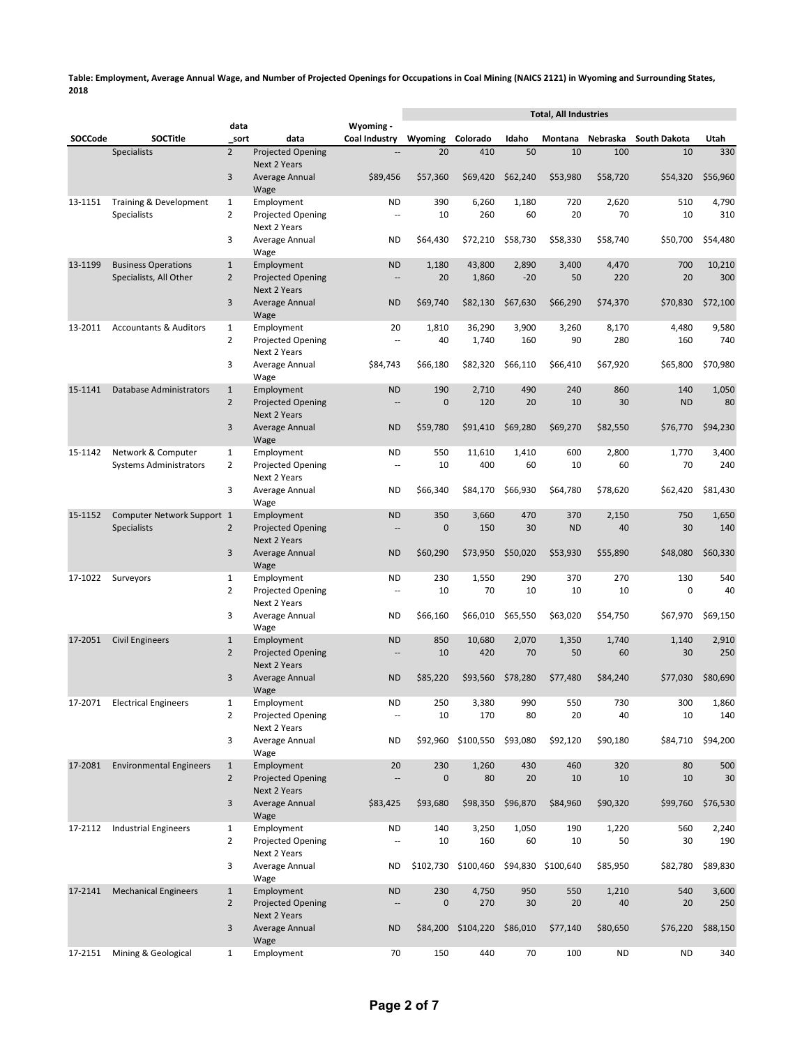**Table: Employment, Average Annual Wage, and Number of Projected Openings for Occupations in Coal Mining (NAICS 2121) in Wyoming and Surrounding States, 2018**

| | | | | | Total, All Industries | | | | | | |
|---|---|---|---|---|---|---|---|---|---|---|---|
| SOCCode | SOCTitle | data_sort | data | Wyoming - Coal Industry | Wyoming | Colorado | Idaho | Montana | Nebraska | South Dakota | Utah |
| | Specialists | 2 | Projected Opening Next 2 Years | -- | 20 | 410 | 50 | 10 | 100 | 10 | 330 |
| | | 3 | Average Annual Wage | $89,456 | $57,360 | $69,420 | $62,240 | $53,980 | $58,720 | $54,320 | $56,960 |
| 13-1151 | Training & Development Specialists | 1 | Employment | ND | 390 | 6,260 | 1,180 | 720 | 2,620 | 510 | 4,790 |
| | | 2 | Projected Opening Next 2 Years | -- | 10 | 260 | 60 | 20 | 70 | 10 | 310 |
| | | 3 | Average Annual Wage | ND | $64,430 | $72,210 | $58,730 | $58,330 | $58,740 | $50,700 | $54,480 |
| 13-1199 | Business Operations Specialists, All Other | 1 | Employment | ND | 1,180 | 43,800 | 2,890 | 3,400 | 4,470 | 700 | 10,210 |
| | | 2 | Projected Opening Next 2 Years | -- | 20 | 1,860 | -20 | 50 | 220 | 20 | 300 |
| | | 3 | Average Annual Wage | ND | $69,740 | $82,130 | $67,630 | $66,290 | $74,370 | $70,830 | $72,100 |
| 13-2011 | Accountants & Auditors | 1 | Employment | 20 | 1,810 | 36,290 | 3,900 | 3,260 | 8,170 | 4,480 | 9,580 |
| | | 2 | Projected Opening Next 2 Years | -- | 40 | 1,740 | 160 | 90 | 280 | 160 | 740 |
| | | 3 | Average Annual Wage | $84,743 | $66,180 | $82,320 | $66,110 | $66,410 | $67,920 | $65,800 | $70,980 |
| 15-1141 | Database Administrators | 1 | Employment | ND | 190 | 2,710 | 490 | 240 | 860 | 140 | 1,050 |
| | | 2 | Projected Opening Next 2 Years | -- | 0 | 120 | 20 | 10 | 30 | ND | 80 |
| | | 3 | Average Annual Wage | ND | $59,780 | $91,410 | $69,280 | $69,270 | $82,550 | $76,770 | $94,230 |
| 15-1142 | Network & Computer Systems Administrators | 1 | Employment | ND | 550 | 11,610 | 1,410 | 600 | 2,800 | 1,770 | 3,400 |
| | | 2 | Projected Opening Next 2 Years | -- | 10 | 400 | 60 | 10 | 60 | 70 | 240 |
| | | 3 | Average Annual Wage | ND | $66,340 | $84,170 | $66,930 | $64,780 | $78,620 | $62,420 | $81,430 |
| 15-1152 | Computer Network Support Specialists | 1 | Employment | ND | 350 | 3,660 | 470 | 370 | 2,150 | 750 | 1,650 |
| | | 2 | Projected Opening Next 2 Years | -- | 0 | 150 | 30 | ND | 40 | 30 | 140 |
| | | 3 | Average Annual Wage | ND | $60,290 | $73,950 | $50,020 | $53,930 | $55,890 | $48,080 | $60,330 |
| 17-1022 | Surveyors | 1 | Employment | ND | 230 | 1,550 | 290 | 370 | 270 | 130 | 540 |
| | | 2 | Projected Opening Next 2 Years | -- | 10 | 70 | 10 | 10 | 10 | 0 | 40 |
| | | 3 | Average Annual Wage | ND | $66,160 | $66,010 | $65,550 | $63,020 | $54,750 | $67,970 | $69,150 |
| 17-2051 | Civil Engineers | 1 | Employment | ND | 850 | 10,680 | 2,070 | 1,350 | 1,740 | 1,140 | 2,910 |
| | | 2 | Projected Opening Next 2 Years | -- | 10 | 420 | 70 | 50 | 60 | 30 | 250 |
| | | 3 | Average Annual Wage | ND | $85,220 | $93,560 | $78,280 | $77,480 | $84,240 | $77,030 | $80,690 |
| 17-2071 | Electrical Engineers | 1 | Employment | ND | 250 | 3,380 | 990 | 550 | 730 | 300 | 1,860 |
| | | 2 | Projected Opening Next 2 Years | -- | 10 | 170 | 80 | 20 | 40 | 10 | 140 |
| | | 3 | Average Annual Wage | ND | $92,960 | $100,550 | $93,080 | $92,120 | $90,180 | $84,710 | $94,200 |
| 17-2081 | Environmental Engineers | 1 | Employment | 20 | 230 | 1,260 | 430 | 460 | 320 | 80 | 500 |
| | | 2 | Projected Opening Next 2 Years | -- | 0 | 80 | 20 | 10 | 10 | 10 | 30 |
| | | 3 | Average Annual Wage | $83,425 | $93,680 | $98,350 | $96,870 | $84,960 | $90,320 | $99,760 | $76,530 |
| 17-2112 | Industrial Engineers | 1 | Employment | ND | 140 | 3,250 | 1,050 | 190 | 1,220 | 560 | 2,240 |
| | | 2 | Projected Opening Next 2 Years | -- | 10 | 160 | 60 | 10 | 50 | 30 | 190 |
| | | 3 | Average Annual Wage | ND | $102,730 | $100,460 | $94,830 | $100,640 | $85,950 | $82,780 | $89,830 |
| 17-2141 | Mechanical Engineers | 1 | Employment | ND | 230 | 4,750 | 950 | 550 | 1,210 | 540 | 3,600 |
| | | 2 | Projected Opening Next 2 Years | -- | 0 | 270 | 30 | 20 | 40 | 20 | 250 |
| | | 3 | Average Annual Wage | ND | $84,200 | $104,220 | $86,010 | $77,140 | $80,650 | $76,220 | $88,150 |
| 17-2151 | Mining & Geological | 1 | Employment | 70 | 150 | 440 | 70 | 100 | ND | ND | 340 |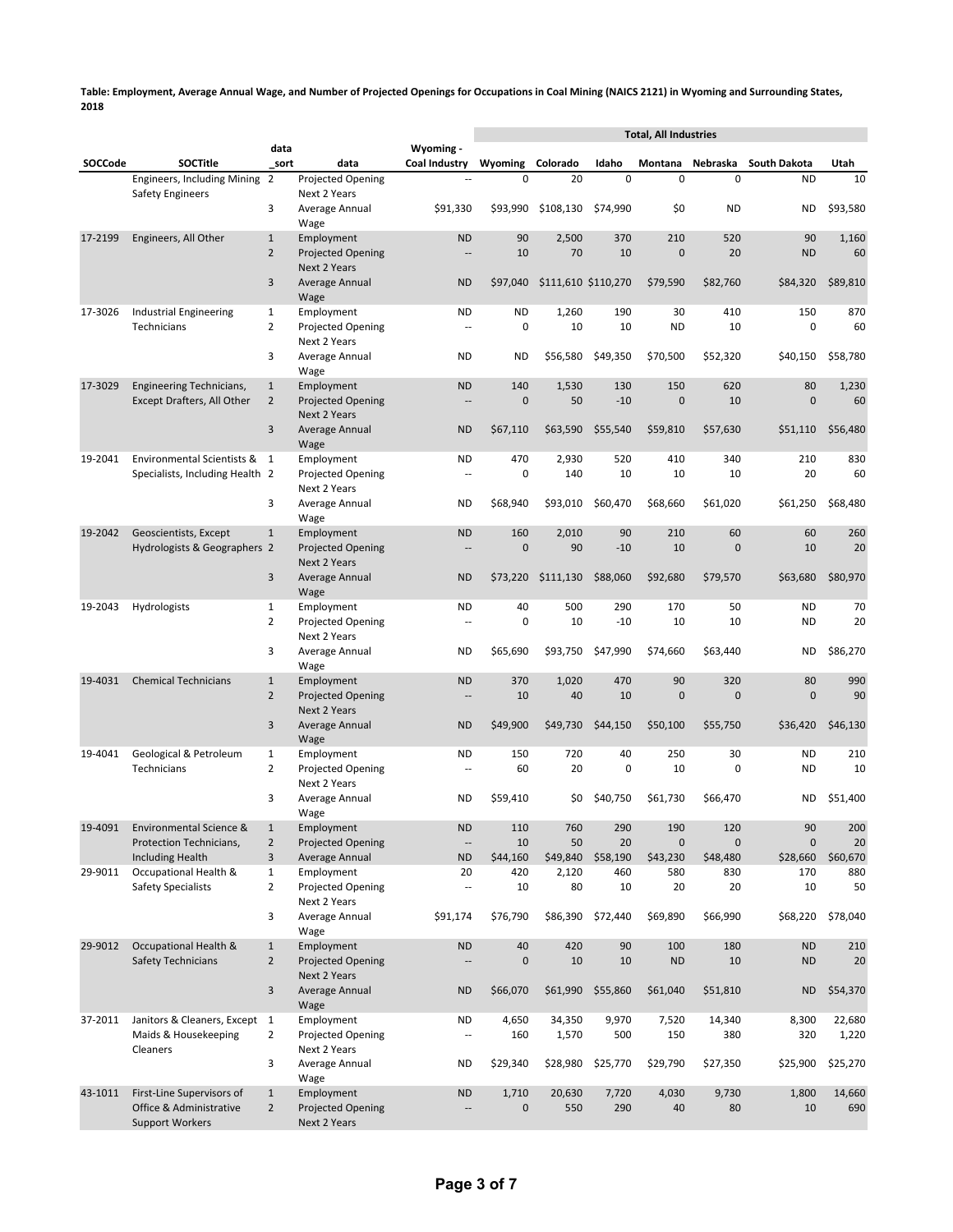**Table: Employment, Average Annual Wage, and Number of Projected Openings for Occupations in Coal Mining (NAICS 2121) in Wyoming and Surrounding States, 2018**

| SOCCode | SOCTitle | data_sort | data | Wyoming - Coal Industry | Total, All Industries | | | | | | |
|---|---|---|---|---|---|---|---|---|---|---|---|
| | | | | | Wyoming | Colorado | Idaho | Montana | Nebraska | South Dakota | Utah |
| | Engineers, Including Mining Safety Engineers | 2 | Projected Opening Next 2 Years | -- | 0 | 20 | 0 | 0 | 0 | ND | 10 |
| | | 3 | Average Annual Wage | $91,330 | $93,990 | $108,130 | $74,990 | $0 | ND | ND | $93,580 |
| 17-2199 | Engineers, All Other | 1 | Employment | ND | 90 | 2,500 | 370 | 210 | 520 | 90 | 1,160 |
| | | 2 | Projected Opening Next 2 Years | -- | 10 | 70 | 10 | 0 | 20 | ND | 60 |
| | | 3 | Average Annual Wage | ND | $97,040 | $111,610 | $110,270 | $79,590 | $82,760 | $84,320 | $89,810 |
| 17-3026 | Industrial Engineering Technicians | 1 | Employment | ND | ND | 1,260 | 190 | 30 | 410 | 150 | 870 |
| | | 2 | Projected Opening Next 2 Years | -- | 0 | 10 | 10 | ND | 10 | 0 | 60 |
| | | 3 | Average Annual Wage | ND | ND | $56,580 | $49,350 | $70,500 | $52,320 | $40,150 | $58,780 |
| 17-3029 | Engineering Technicians, Except Drafters, All Other | 1 | Employment | ND | 140 | 1,530 | 130 | 150 | 620 | 80 | 1,230 |
| | | 2 | Projected Opening Next 2 Years | -- | 0 | 50 | -10 | 0 | 10 | 0 | 60 |
| | | 3 | Average Annual Wage | ND | $67,110 | $63,590 | $55,540 | $59,810 | $57,630 | $51,110 | $56,480 |
| 19-2041 | Environmental Scientists & Specialists, Including Health | 1 | Employment | ND | 470 | 2,930 | 520 | 410 | 340 | 210 | 830 |
| | | 2 | Projected Opening Next 2 Years | -- | 0 | 140 | 10 | 10 | 10 | 20 | 60 |
| | | 3 | Average Annual Wage | ND | $68,940 | $93,010 | $60,470 | $68,660 | $61,020 | $61,250 | $68,480 |
| 19-2042 | Geoscientists, Except Hydrologists & Geographers | 1 | Employment | ND | 160 | 2,010 | 90 | 210 | 60 | 60 | 260 |
| | | 2 | Projected Opening Next 2 Years | -- | 0 | 90 | -10 | 10 | 0 | 10 | 20 |
| | | 3 | Average Annual Wage | ND | $73,220 | $111,130 | $88,060 | $92,680 | $79,570 | $63,680 | $80,970 |
| 19-2043 | Hydrologists | 1 | Employment | ND | 40 | 500 | 290 | 170 | 50 | ND | 70 |
| | | 2 | Projected Opening Next 2 Years | -- | 0 | 10 | -10 | 10 | 10 | ND | 20 |
| | | 3 | Average Annual Wage | ND | $65,690 | $93,750 | $47,990 | $74,660 | $63,440 | ND | $86,270 |
| 19-4031 | Chemical Technicians | 1 | Employment | ND | 370 | 1,020 | 470 | 90 | 320 | 80 | 990 |
| | | 2 | Projected Opening Next 2 Years | -- | 10 | 40 | 10 | 0 | 0 | 0 | 90 |
| | | 3 | Average Annual Wage | ND | $49,900 | $49,730 | $44,150 | $50,100 | $55,750 | $36,420 | $46,130 |
| 19-4041 | Geological & Petroleum Technicians | 1 | Employment | ND | 150 | 720 | 40 | 250 | 30 | ND | 210 |
| | | 2 | Projected Opening Next 2 Years | -- | 60 | 20 | 0 | 10 | 0 | ND | 10 |
| | | 3 | Average Annual Wage | ND | $59,410 | $0 | $40,750 | $61,730 | $66,470 | ND | $51,400 |
| 19-4091 | Environmental Science & Protection Technicians, Including Health | 1 | Employment | ND | 110 | 760 | 290 | 190 | 120 | 90 | 200 |
| | | 2 | Projected Opening | -- | 10 | 50 | 20 | 0 | 0 | 0 | 20 |
| | | 3 | Average Annual | ND | $44,160 | $49,840 | $58,190 | $43,230 | $48,480 | $28,660 | $60,670 |
| 29-9011 | Occupational Health & Safety Specialists | 1 | Employment | 20 | 420 | 2,120 | 460 | 580 | 830 | 170 | 880 |
| | | 2 | Projected Opening Next 2 Years | -- | 10 | 80 | 10 | 20 | 20 | 10 | 50 |
| | | 3 | Average Annual Wage | $91,174 | $76,790 | $86,390 | $72,440 | $69,890 | $66,990 | $68,220 | $78,040 |
| 29-9012 | Occupational Health & Safety Technicians | 1 | Employment | ND | 40 | 420 | 90 | 100 | 180 | ND | 210 |
| | | 2 | Projected Opening Next 2 Years | -- | 0 | 10 | 10 | ND | 10 | ND | 20 |
| | | 3 | Average Annual Wage | ND | $66,070 | $61,990 | $55,860 | $61,040 | $51,810 | ND | $54,370 |
| 37-2011 | Janitors & Cleaners, Except Maids & Housekeeping Cleaners | 1 | Employment | ND | 4,650 | 34,350 | 9,970 | 7,520 | 14,340 | 8,300 | 22,680 |
| | | 2 | Projected Opening Next 2 Years | -- | 160 | 1,570 | 500 | 150 | 380 | 320 | 1,220 |
| | | 3 | Average Annual Wage | ND | $29,340 | $28,980 | $25,770 | $29,790 | $27,350 | $25,900 | $25,270 |
| 43-1011 | First-Line Supervisors of Office & Administrative Support Workers | 1 | Employment | ND | 1,710 | 20,630 | 7,720 | 4,030 | 9,730 | 1,800 | 14,660 |
| | | 2 | Projected Opening Next 2 Years | -- | 0 | 550 | 290 | 40 | 80 | 10 | 690 |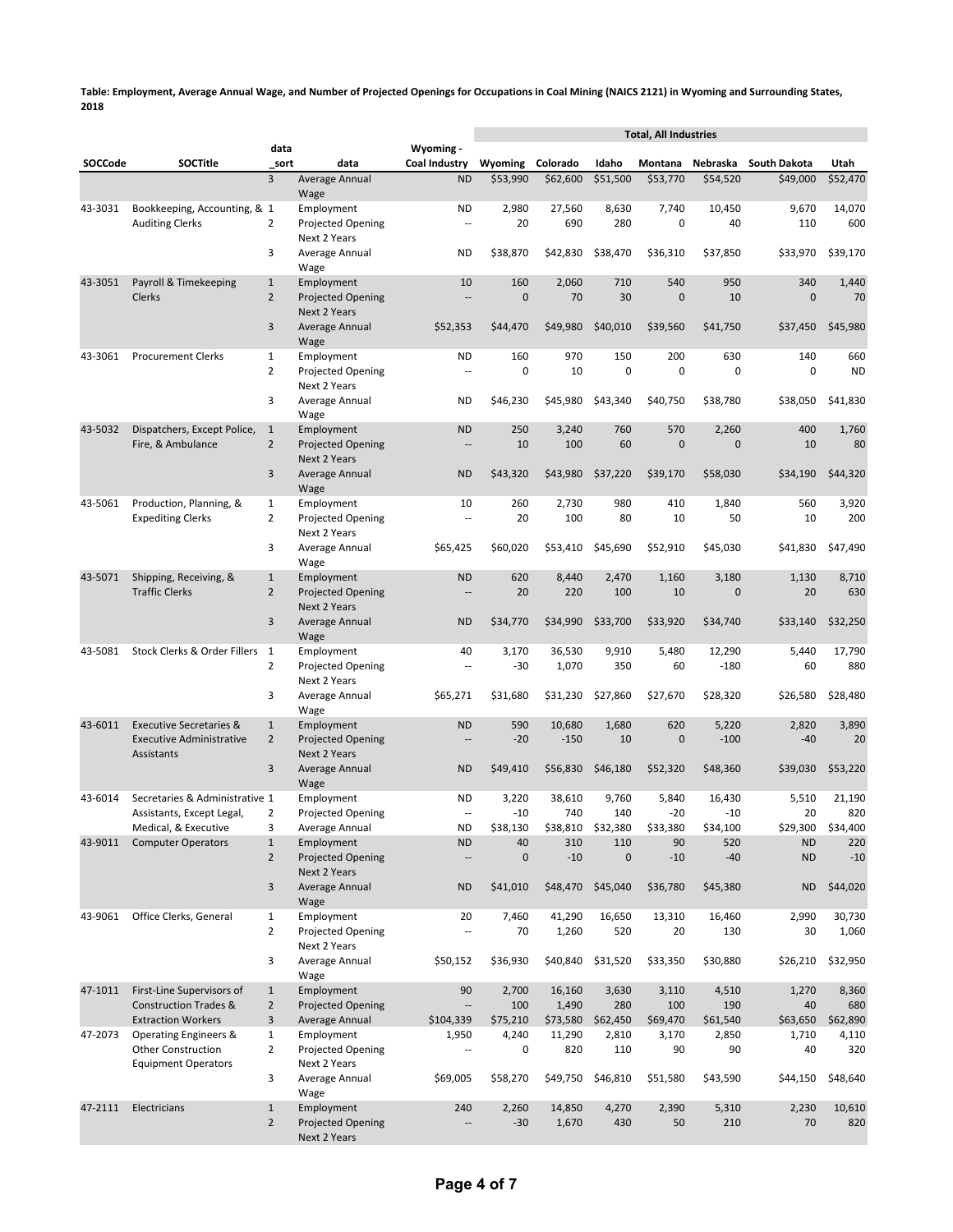**Table: Employment, Average Annual Wage, and Number of Projected Openings for Occupations in Coal Mining (NAICS 2121) in Wyoming and Surrounding States, 2018**

| | | | | | Total, All Industries | | | | | | |
|---|---|---|---|---|---|---|---|---|---|---|---|
| SOCCode | SOCTitle | data_sort | data | Wyoming - Coal Industry | Wyoming | Colorado | Idaho | Montana | Nebraska | South Dakota | Utah |
| | | 3 | Average Annual Wage | ND | $53,990 | $62,600 | $51,500 | $53,770 | $54,520 | $49,000 | $52,470 |
| 43-3031 | Bookkeeping, Accounting, & Auditing Clerks | 1 | Employment | ND | 2,980 | 27,560 | 8,630 | 7,740 | 10,450 | 9,670 | 14,070 |
| | | 2 | Projected Opening Next 2 Years | -- | 20 | 690 | 280 | 0 | 40 | 110 | 600 |
| | | 3 | Average Annual Wage | ND | $38,870 | $42,830 | $38,470 | $36,310 | $37,850 | $33,970 | $39,170 |
| 43-3051 | Payroll & Timekeeping Clerks | 1 | Employment | 10 | 160 | 2,060 | 710 | 540 | 950 | 340 | 1,440 |
| | | 2 | Projected Opening Next 2 Years | -- | 0 | 70 | 30 | 0 | 10 | 0 | 70 |
| | | 3 | Average Annual Wage | $52,353 | $44,470 | $49,980 | $40,010 | $39,560 | $41,750 | $37,450 | $45,980 |
| 43-3061 | Procurement Clerks | 1 | Employment | ND | 160 | 970 | 150 | 200 | 630 | 140 | 660 |
| | | 2 | Projected Opening Next 2 Years | -- | 0 | 10 | 0 | 0 | 0 | 0 | ND |
| | | 3 | Average Annual Wage | ND | $46,230 | $45,980 | $43,340 | $40,750 | $38,780 | $38,050 | $41,830 |
| 43-5032 | Dispatchers, Except Police, Fire, & Ambulance | 1 | Employment | ND | 250 | 3,240 | 760 | 570 | 2,260 | 400 | 1,760 |
| | | 2 | Projected Opening Next 2 Years | -- | 10 | 100 | 60 | 0 | 0 | 10 | 80 |
| | | 3 | Average Annual Wage | ND | $43,320 | $43,980 | $37,220 | $39,170 | $58,030 | $34,190 | $44,320 |
| 43-5061 | Production, Planning, & Expediting Clerks | 1 | Employment | 10 | 260 | 2,730 | 980 | 410 | 1,840 | 560 | 3,920 |
| | | 2 | Projected Opening Next 2 Years | -- | 20 | 100 | 80 | 10 | 50 | 10 | 200 |
| | | 3 | Average Annual Wage | $65,425 | $60,020 | $53,410 | $45,690 | $52,910 | $45,030 | $41,830 | $47,490 |
| 43-5071 | Shipping, Receiving, & Traffic Clerks | 1 | Employment | ND | 620 | 8,440 | 2,470 | 1,160 | 3,180 | 1,130 | 8,710 |
| | | 2 | Projected Opening Next 2 Years | -- | 20 | 220 | 100 | 10 | 0 | 20 | 630 |
| | | 3 | Average Annual Wage | ND | $34,770 | $34,990 | $33,700 | $33,920 | $34,740 | $33,140 | $32,250 |
| 43-5081 | Stock Clerks & Order Fillers | 1 | Employment | 40 | 3,170 | 36,530 | 9,910 | 5,480 | 12,290 | 5,440 | 17,790 |
| | | 2 | Projected Opening Next 2 Years | -- | -30 | 1,070 | 350 | 60 | -180 | 60 | 880 |
| | | 3 | Average Annual Wage | $65,271 | $31,680 | $31,230 | $27,860 | $27,670 | $28,320 | $26,580 | $28,480 |
| 43-6011 | Executive Secretaries & Executive Administrative Assistants | 1 | Employment | ND | 590 | 10,680 | 1,680 | 620 | 5,220 | 2,820 | 3,890 |
| | | 2 | Projected Opening Next 2 Years | -- | -20 | -150 | 10 | 0 | -100 | -40 | 20 |
| | | 3 | Average Annual Wage | ND | $49,410 | $56,830 | $46,180 | $52,320 | $48,360 | $39,030 | $53,220 |
| 43-6014 | Secretaries & Administrative Assistants, Except Legal, Medical, & Executive | 1 | Employment | ND | 3,220 | 38,610 | 9,760 | 5,840 | 16,430 | 5,510 | 21,190 |
| | | 2 | Projected Opening | -- | -10 | 740 | 140 | -20 | -10 | 20 | 820 |
| | | 3 | Average Annual | ND | $38,130 | $38,810 | $32,380 | $33,380 | $34,100 | $29,300 | $34,400 |
| 43-9011 | Computer Operators | 1 | Employment | ND | 40 | 310 | 110 | 90 | 520 | ND | 220 |
| | | 2 | Projected Opening Next 2 Years | -- | 0 | -10 | 0 | -10 | -40 | ND | -10 |
| | | 3 | Average Annual Wage | ND | $41,010 | $48,470 | $45,040 | $36,780 | $45,380 | ND | $44,020 |
| 43-9061 | Office Clerks, General | 1 | Employment | 20 | 7,460 | 41,290 | 16,650 | 13,310 | 16,460 | 2,990 | 30,730 |
| | | 2 | Projected Opening Next 2 Years | -- | 70 | 1,260 | 520 | 20 | 130 | 30 | 1,060 |
| | | 3 | Average Annual Wage | $50,152 | $36,930 | $40,840 | $31,520 | $33,350 | $30,880 | $26,210 | $32,950 |
| 47-1011 | First-Line Supervisors of Construction Trades & Extraction Workers | 1 | Employment | 90 | 2,700 | 16,160 | 3,630 | 3,110 | 4,510 | 1,270 | 8,360 |
| | | 2 | Projected Opening | -- | 100 | 1,490 | 280 | 100 | 190 | 40 | 680 |
| | | 3 | Average Annual | $104,339 | $75,210 | $73,580 | $62,450 | $69,470 | $61,540 | $63,650 | $62,890 |
| 47-2073 | Operating Engineers & Other Construction Equipment Operators | 1 | Employment | 1,950 | 4,240 | 11,290 | 2,810 | 3,170 | 2,850 | 1,710 | 4,110 |
| | | 2 | Projected Opening Next 2 Years | -- | 0 | 820 | 110 | 90 | 90 | 40 | 320 |
| | | 3 | Average Annual Wage | $69,005 | $58,270 | $49,750 | $46,810 | $51,580 | $43,590 | $44,150 | $48,640 |
| 47-2111 | Electricians | 1 | Employment | 240 | 2,260 | 14,850 | 4,270 | 2,390 | 5,310 | 2,230 | 10,610 |
| | | 2 | Projected Opening Next 2 Years | -- | -30 | 1,670 | 430 | 50 | 210 | 70 | 820 |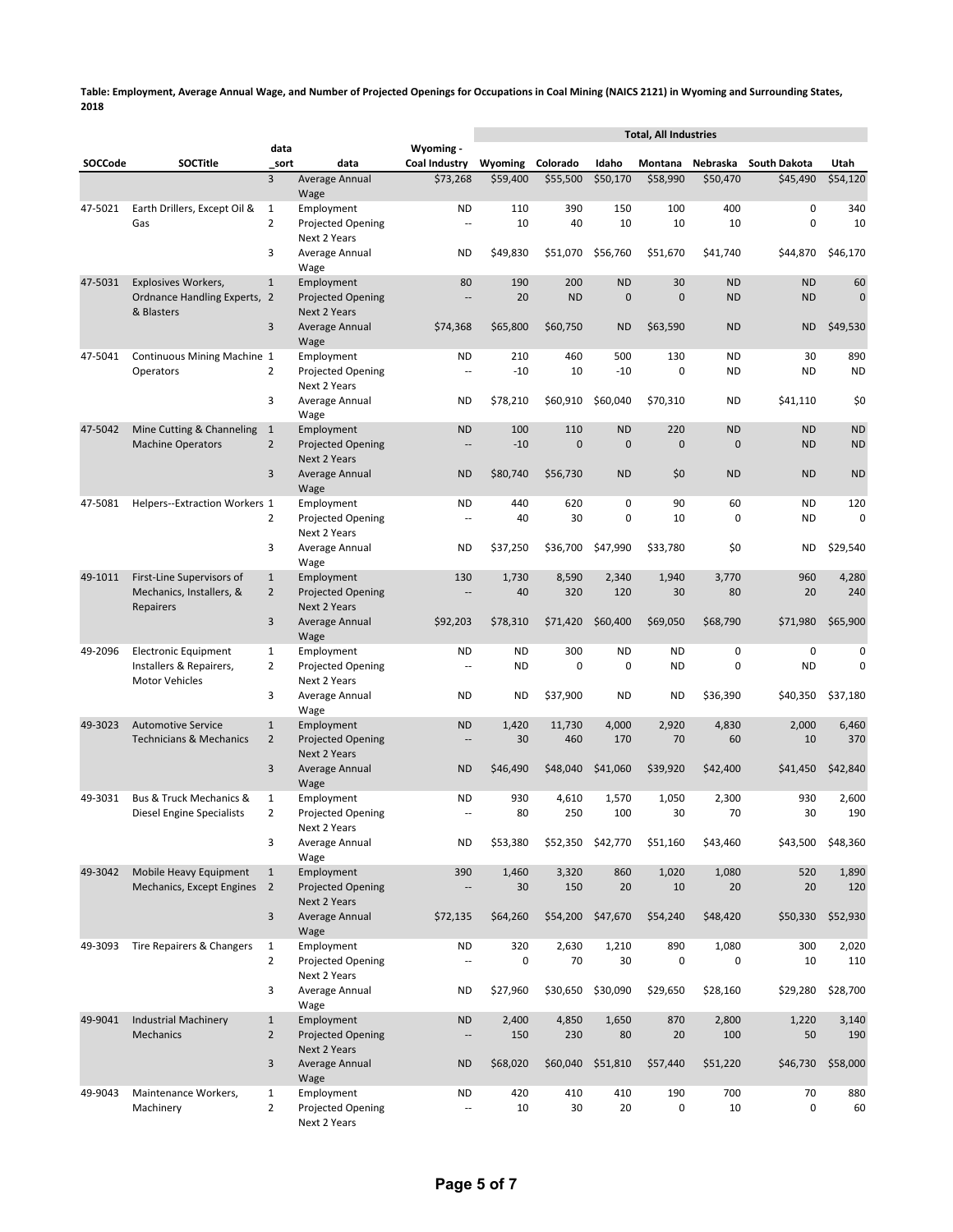**Table: Employment, Average Annual Wage, and Number of Projected Openings for Occupations in Coal Mining (NAICS 2121) in Wyoming and Surrounding States, 2018**

| | | | | | Total, All Industries | | | | | | |
|---|---|---|---|---|---|---|---|---|---|---|---|
| SOCCode | SOCTitle | data_sort | data | Wyoming - Coal Industry | Wyoming | Colorado | Idaho | Montana | Nebraska | South Dakota | Utah |
| | | 3 | Average Annual Wage | $73,268 | $59,400 | $55,500 | $50,170 | $58,990 | $50,470 | $45,490 | $54,120 |
| 47-5021 | Earth Drillers, Except Oil & Gas | 1 | Employment | ND | 110 | 390 | 150 | 100 | 400 | 0 | 340 |
| | | 2 | Projected Opening Next 2 Years | -- | 10 | 40 | 10 | 10 | 10 | 0 | 10 |
| | | 3 | Average Annual Wage | ND | $49,830 | $51,070 | $56,760 | $51,670 | $41,740 | $44,870 | $46,170 |
| 47-5031 | Explosives Workers, Ordnance Handling Experts, & Blasters | 1 | Employment | 80 | 190 | 200 | ND | 30 | ND | ND | 60 |
| | | 2 | Projected Opening Next 2 Years | -- | 20 | ND | 0 | 0 | ND | ND | 0 |
| | | 3 | Average Annual Wage | $74,368 | $65,800 | $60,750 | ND | $63,590 | ND | ND | $49,530 |
| 47-5041 | Continuous Mining Machine Operators | 1 | Employment | ND | 210 | 460 | 500 | 130 | ND | 30 | 890 |
| | | 2 | Projected Opening Next 2 Years | -- | -10 | 10 | -10 | 0 | ND | ND | ND |
| | | 3 | Average Annual Wage | ND | $78,210 | $60,910 | $60,040 | $70,310 | ND | $41,110 | $0 |
| 47-5042 | Mine Cutting & Channeling Machine Operators | 1 | Employment | ND | 100 | 110 | ND | 220 | ND | ND | ND |
| | | 2 | Projected Opening Next 2 Years | -- | -10 | 0 | 0 | 0 | 0 | ND | ND |
| | | 3 | Average Annual Wage | ND | $80,740 | $56,730 | ND | $0 | ND | ND | ND |
| 47-5081 | Helpers--Extraction Workers | 1 | Employment | ND | 440 | 620 | 0 | 90 | 60 | ND | 120 |
| | | 2 | Projected Opening Next 2 Years | -- | 40 | 30 | 0 | 10 | 0 | ND | 0 |
| | | 3 | Average Annual Wage | ND | $37,250 | $36,700 | $47,990 | $33,780 | $0 | ND | $29,540 |
| 49-1011 | First-Line Supervisors of Mechanics, Installers, & Repairers | 1 | Employment | 130 | 1,730 | 8,590 | 2,340 | 1,940 | 3,770 | 960 | 4,280 |
| | | 2 | Projected Opening Next 2 Years | -- | 40 | 320 | 120 | 30 | 80 | 20 | 240 |
| | | 3 | Average Annual Wage | $92,203 | $78,310 | $71,420 | $60,400 | $69,050 | $68,790 | $71,980 | $65,900 |
| 49-2096 | Electronic Equipment Installers & Repairers, Motor Vehicles | 1 | Employment | ND | ND | 300 | ND | ND | 0 | 0 | 0 |
| | | 2 | Projected Opening Next 2 Years | -- | ND | 0 | 0 | ND | 0 | ND | 0 |
| | | 3 | Average Annual Wage | ND | ND | $37,900 | ND | ND | $36,390 | $40,350 | $37,180 |
| 49-3023 | Automotive Service Technicians & Mechanics | 1 | Employment | ND | 1,420 | 11,730 | 4,000 | 2,920 | 4,830 | 2,000 | 6,460 |
| | | 2 | Projected Opening Next 2 Years | -- | 30 | 460 | 170 | 70 | 60 | 10 | 370 |
| | | 3 | Average Annual Wage | ND | $46,490 | $48,040 | $41,060 | $39,920 | $42,400 | $41,450 | $42,840 |
| 49-3031 | Bus & Truck Mechanics & Diesel Engine Specialists | 1 | Employment | ND | 930 | 4,610 | 1,570 | 1,050 | 2,300 | 930 | 2,600 |
| | | 2 | Projected Opening Next 2 Years | -- | 80 | 250 | 100 | 30 | 70 | 30 | 190 |
| | | 3 | Average Annual Wage | ND | $53,380 | $52,350 | $42,770 | $51,160 | $43,460 | $43,500 | $48,360 |
| 49-3042 | Mobile Heavy Equipment Mechanics, Except Engines | 1 | Employment | 390 | 1,460 | 3,320 | 860 | 1,020 | 1,080 | 520 | 1,890 |
| | | 2 | Projected Opening Next 2 Years | -- | 30 | 150 | 20 | 10 | 20 | 20 | 120 |
| | | 3 | Average Annual Wage | $72,135 | $64,260 | $54,200 | $47,670 | $54,240 | $48,420 | $50,330 | $52,930 |
| 49-3093 | Tire Repairers & Changers | 1 | Employment | ND | 320 | 2,630 | 1,210 | 890 | 1,080 | 300 | 2,020 |
| | | 2 | Projected Opening Next 2 Years | -- | 0 | 70 | 30 | 0 | 0 | 10 | 110 |
| | | 3 | Average Annual Wage | ND | $27,960 | $30,650 | $30,090 | $29,650 | $28,160 | $29,280 | $28,700 |
| 49-9041 | Industrial Machinery Mechanics | 1 | Employment | ND | 2,400 | 4,850 | 1,650 | 870 | 2,800 | 1,220 | 3,140 |
| | | 2 | Projected Opening Next 2 Years | -- | 150 | 230 | 80 | 20 | 100 | 50 | 190 |
| | | 3 | Average Annual Wage | ND | $68,020 | $60,040 | $51,810 | $57,440 | $51,220 | $46,730 | $58,000 |
| 49-9043 | Maintenance Workers, Machinery | 1 | Employment | ND | 420 | 410 | 410 | 190 | 700 | 70 | 880 |
| | | 2 | Projected Opening Next 2 Years | -- | 10 | 30 | 20 | 0 | 10 | 0 | 60 |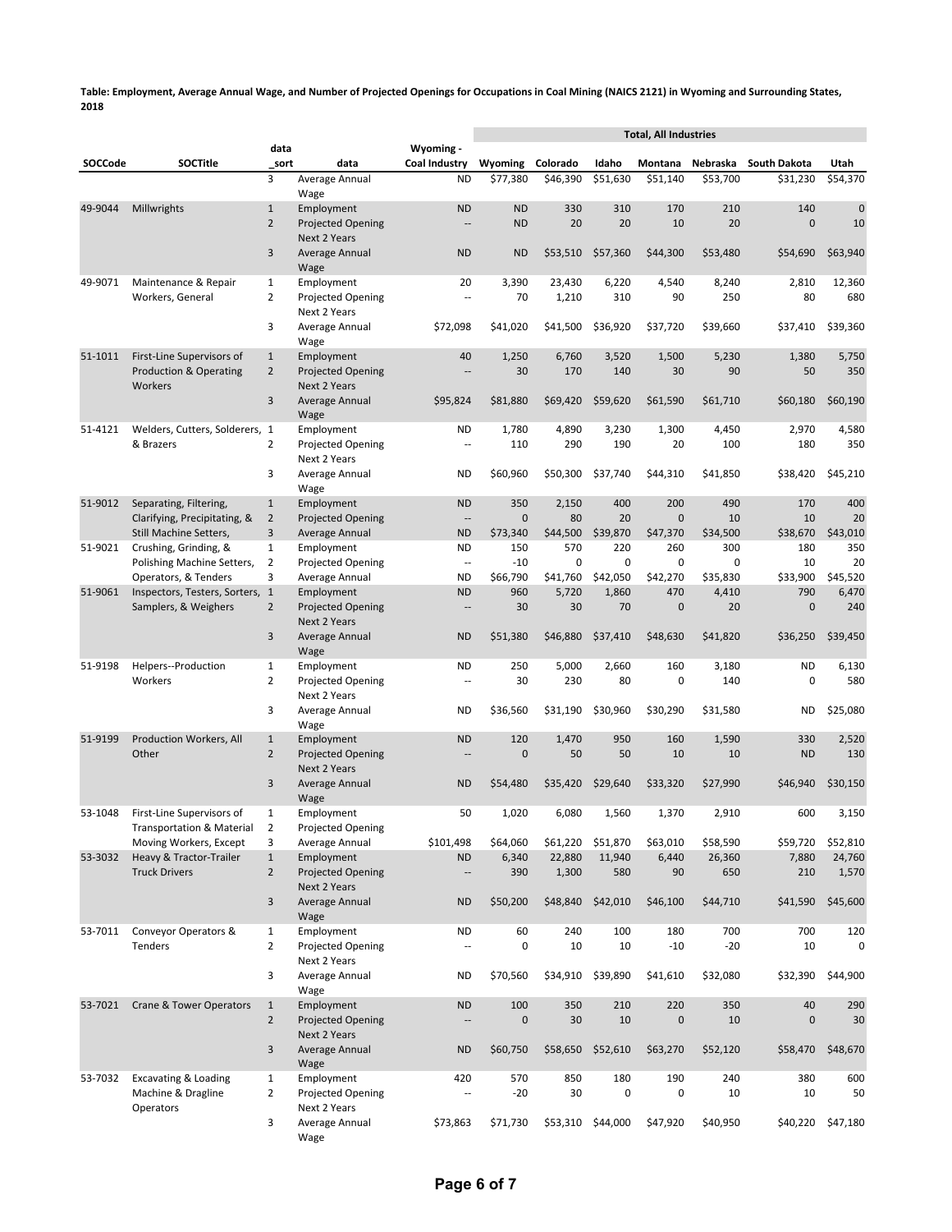**Table: Employment, Average Annual Wage, and Number of Projected Openings for Occupations in Coal Mining (NAICS 2121) in Wyoming and Surrounding States, 2018**

| | | | | | Total, All Industries | | | | | | |
|---|---|---|---|---|---|---|---|---|---|---|---|
| SOCCode | SOCTitle | data_sort | data | Wyoming - Coal Industry | Wyoming | Colorado | Idaho | Montana | Nebraska | South Dakota | Utah |
| | | 3 | Average Annual Wage | ND | $77,380 | $46,390 | $51,630 | $51,140 | $53,700 | $31,230 | $54,370 |
| 49-9044 | Millwrights | 1 | Employment | ND | ND | 330 | 310 | 170 | 210 | 140 | 0 |
| | | 2 | Projected Opening Next 2 Years | -- | ND | 20 | 20 | 10 | 20 | 0 | 10 |
| | | 3 | Average Annual Wage | ND | ND | $53,510 | $57,360 | $44,300 | $53,480 | $54,690 | $63,940 |
| 49-9071 | Maintenance & Repair Workers, General | 1 | Employment | 20 | 3,390 | 23,430 | 6,220 | 4,540 | 8,240 | 2,810 | 12,360 |
| | | 2 | Projected Opening Next 2 Years | -- | 70 | 1,210 | 310 | 90 | 250 | 80 | 680 |
| | | 3 | Average Annual Wage | $72,098 | $41,020 | $41,500 | $36,920 | $37,720 | $39,660 | $37,410 | $39,360 |
| 51-1011 | First-Line Supervisors of Production & Operating Workers | 1 | Employment | 40 | 1,250 | 6,760 | 3,520 | 1,500 | 5,230 | 1,380 | 5,750 |
| | | 2 | Projected Opening Next 2 Years | -- | 30 | 170 | 140 | 30 | 90 | 50 | 350 |
| | | 3 | Average Annual Wage | $95,824 | $81,880 | $69,420 | $59,620 | $61,590 | $61,710 | $60,180 | $60,190 |
| 51-4121 | Welders, Cutters, Solderers, & Brazers | 1 | Employment | ND | 1,780 | 4,890 | 3,230 | 1,300 | 4,450 | 2,970 | 4,580 |
| | | 2 | Projected Opening Next 2 Years | -- | 110 | 290 | 190 | 20 | 100 | 180 | 350 |
| | | 3 | Average Annual Wage | ND | $60,960 | $50,300 | $37,740 | $44,310 | $41,850 | $38,420 | $45,210 |
| 51-9012 | Separating, Filtering, Clarifying, Precipitating, & Still Machine Setters, | 1 | Employment | ND | 350 | 2,150 | 400 | 200 | 490 | 170 | 400 |
| | | 2 | Projected Opening | -- | 0 | 80 | 20 | 0 | 10 | 10 | 20 |
| | | 3 | Average Annual | ND | $73,340 | $44,500 | $39,870 | $47,370 | $34,500 | $38,670 | $43,010 |
| 51-9021 | Crushing, Grinding, & Polishing Machine Setters, Operators, & Tenders | 1 | Employment | ND | 150 | 570 | 220 | 260 | 300 | 180 | 350 |
| | | 2 | Projected Opening | -- | -10 | 0 | 0 | 0 | 0 | 10 | 20 |
| | | 3 | Average Annual | ND | $66,790 | $41,760 | $42,050 | $42,270 | $35,830 | $33,900 | $45,520 |
| 51-9061 | Inspectors, Testers, Sorters, Samplers, & Weighers | 1 | Employment | ND | 960 | 5,720 | 1,860 | 470 | 4,410 | 790 | 6,470 |
| | | 2 | Projected Opening Next 2 Years | -- | 30 | 30 | 70 | 0 | 20 | 0 | 240 |
| | | 3 | Average Annual Wage | ND | $51,380 | $46,880 | $37,410 | $48,630 | $41,820 | $36,250 | $39,450 |
| 51-9198 | Helpers--Production Workers | 1 | Employment | ND | 250 | 5,000 | 2,660 | 160 | 3,180 | ND | 6,130 |
| | | 2 | Projected Opening Next 2 Years | -- | 30 | 230 | 80 | 0 | 140 | 0 | 580 |
| | | 3 | Average Annual Wage | ND | $36,560 | $31,190 | $30,960 | $30,290 | $31,580 | ND | $25,080 |
| 51-9199 | Production Workers, All Other | 1 | Employment | ND | 120 | 1,470 | 950 | 160 | 1,590 | 330 | 2,520 |
| | | 2 | Projected Opening Next 2 Years | -- | 0 | 50 | 50 | 10 | 10 | ND | 130 |
| | | 3 | Average Annual Wage | ND | $54,480 | $35,420 | $29,640 | $33,320 | $27,990 | $46,940 | $30,150 |
| 53-1048 | First-Line Supervisors of Transportation & Material Moving Workers, Except | 1 | Employment | 50 | 1,020 | 6,080 | 1,560 | 1,370 | 2,910 | 600 | 3,150 |
| | | 2 | Projected Opening | | | | | | | | |
| | | 3 | Average Annual | $101,498 | $64,060 | $61,220 | $51,870 | $63,010 | $58,590 | $59,720 | $52,810 |
| 53-3032 | Heavy & Tractor-Trailer Truck Drivers | 1 | Employment | ND | 6,340 | 22,880 | 11,940 | 6,440 | 26,360 | 7,880 | 24,760 |
| | | 2 | Projected Opening Next 2 Years | -- | 390 | 1,300 | 580 | 90 | 650 | 210 | 1,570 |
| | | 3 | Average Annual Wage | ND | $50,200 | $48,840 | $42,010 | $46,100 | $44,710 | $41,590 | $45,600 |
| 53-7011 | Conveyor Operators & Tenders | 1 | Employment | ND | 60 | 240 | 100 | 180 | 700 | 700 | 120 |
| | | 2 | Projected Opening Next 2 Years | -- | 0 | 10 | 10 | -10 | -20 | 10 | 0 |
| | | 3 | Average Annual Wage | ND | $70,560 | $34,910 | $39,890 | $41,610 | $32,080 | $32,390 | $44,900 |
| 53-7021 | Crane & Tower Operators | 1 | Employment | ND | 100 | 350 | 210 | 220 | 350 | 40 | 290 |
| | | 2 | Projected Opening Next 2 Years | -- | 0 | 30 | 10 | 0 | 10 | 0 | 30 |
| | | 3 | Average Annual Wage | ND | $60,750 | $58,650 | $52,610 | $63,270 | $52,120 | $58,470 | $48,670 |
| 53-7032 | Excavating & Loading Machine & Dragline Operators | 1 | Employment | 420 | 570 | 850 | 180 | 190 | 240 | 380 | 600 |
| | | 2 | Projected Opening Next 2 Years | -- | -20 | 30 | 0 | 0 | 10 | 10 | 50 |
| | | 3 | Average Annual Wage | $73,863 | $71,730 | $53,310 | $44,000 | $47,920 | $40,950 | $40,220 | $47,180 |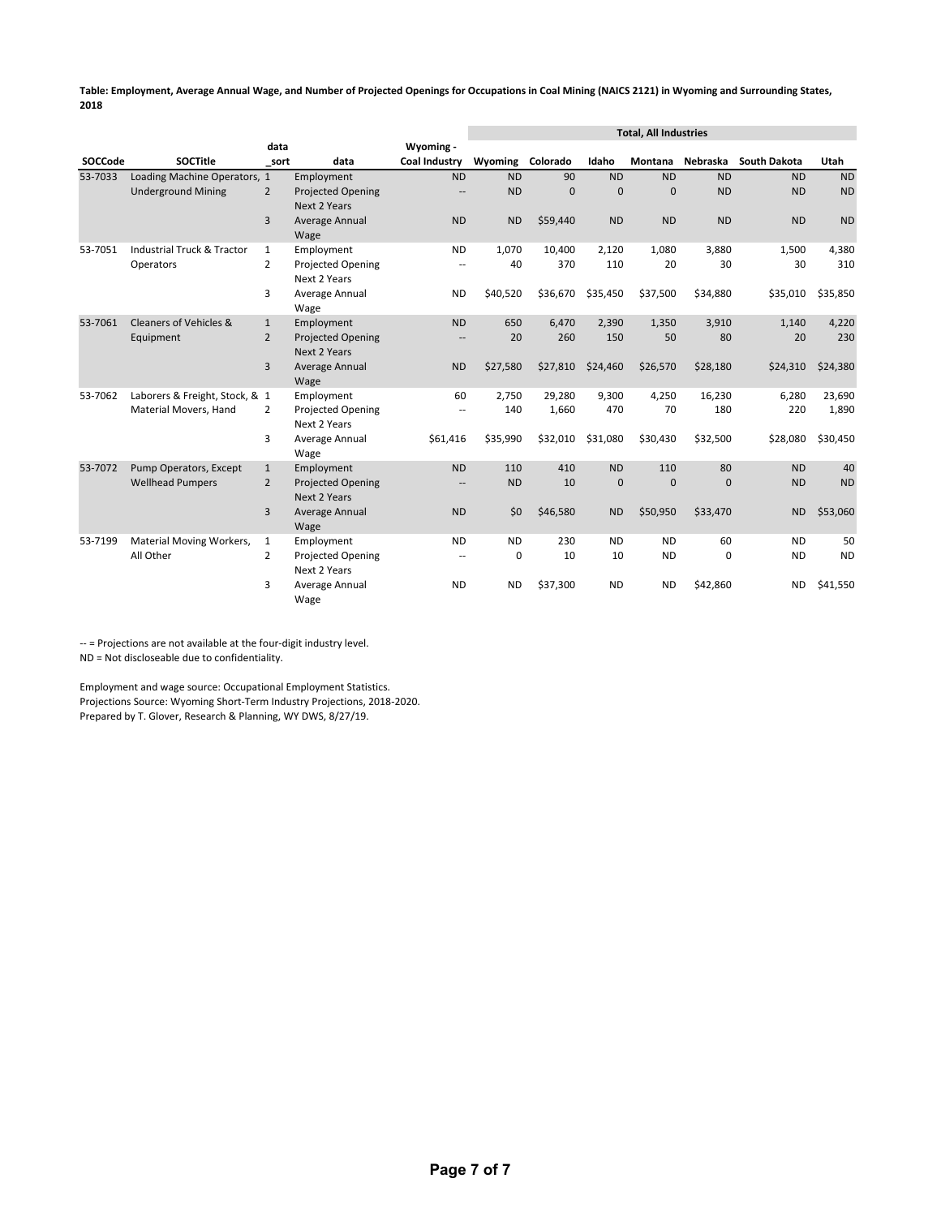**Table: Employment, Average Annual Wage, and Number of Projected Openings for Occupations in Coal Mining (NAICS 2121) in Wyoming and Surrounding States, 2018**

| | | | | | Total, All Industries | | | | | | |
|---|---|---|---|---|---|---|---|---|---|---|---|
| SOCCode | SOCTitle | data_sort | data | Wyoming - Coal Industry | Wyoming | Colorado | Idaho | Montana | Nebraska | South Dakota | Utah |
| 53-7033 | Loading Machine Operators, Underground Mining | 1 | Employment | ND | ND | 90 | ND | ND | ND | ND | ND |
| | | 2 | Projected Opening Next 2 Years | -- | ND | 0 | 0 | 0 | ND | ND | ND |
| | | 3 | Average Annual Wage | ND | ND | $59,440 | ND | ND | ND | ND | ND |
| 53-7051 | Industrial Truck & Tractor Operators | 1 | Employment | ND | 1,070 | 10,400 | 2,120 | 1,080 | 3,880 | 1,500 | 4,380 |
| | | 2 | Projected Opening Next 2 Years | -- | 40 | 370 | 110 | 20 | 30 | 30 | 310 |
| | | 3 | Average Annual Wage | ND | $40,520 | $36,670 | $35,450 | $37,500 | $34,880 | $35,010 | $35,850 |
| 53-7061 | Cleaners of Vehicles & Equipment | 1 | Employment | ND | 650 | 6,470 | 2,390 | 1,350 | 3,910 | 1,140 | 4,220 |
| | | 2 | Projected Opening Next 2 Years | -- | 20 | 260 | 150 | 50 | 80 | 20 | 230 |
| | | 3 | Average Annual Wage | ND | $27,580 | $27,810 | $24,460 | $26,570 | $28,180 | $24,310 | $24,380 |
| 53-7062 | Laborers & Freight, Stock, & Material Movers, Hand | 1 | Employment | 60 | 2,750 | 29,280 | 9,300 | 4,250 | 16,230 | 6,280 | 23,690 |
| | | 2 | Projected Opening Next 2 Years | -- | 140 | 1,660 | 470 | 70 | 180 | 220 | 1,890 |
| | | 3 | Average Annual Wage | $61,416 | $35,990 | $32,010 | $31,080 | $30,430 | $32,500 | $28,080 | $30,450 |
| 53-7072 | Pump Operators, Except Wellhead Pumpers | 1 | Employment | ND | 110 | 410 | ND | 110 | 80 | ND | 40 |
| | | 2 | Projected Opening Next 2 Years | -- | ND | 10 | 0 | 0 | 0 | ND | ND |
| | | 3 | Average Annual Wage | ND | $0 | $46,580 | ND | $50,950 | $33,470 | ND | $53,060 |
| 53-7199 | Material Moving Workers, All Other | 1 | Employment | ND | ND | 230 | ND | ND | 60 | ND | 50 |
| | | 2 | Projected Opening Next 2 Years | -- | 0 | 10 | 10 | ND | 0 | ND | ND |
| | | 3 | Average Annual Wage | ND | ND | $37,300 | ND | ND | $42,860 | ND | $41,550 |

-- = Projections are not available at the four-digit industry level.
ND = Not discloseable due to confidentiality.

Employment and wage source: Occupational Employment Statistics.
Projections Source: Wyoming Short-Term Industry Projections, 2018-2020.
Prepared by T. Glover, Research & Planning, WY DWS, 8/27/19.